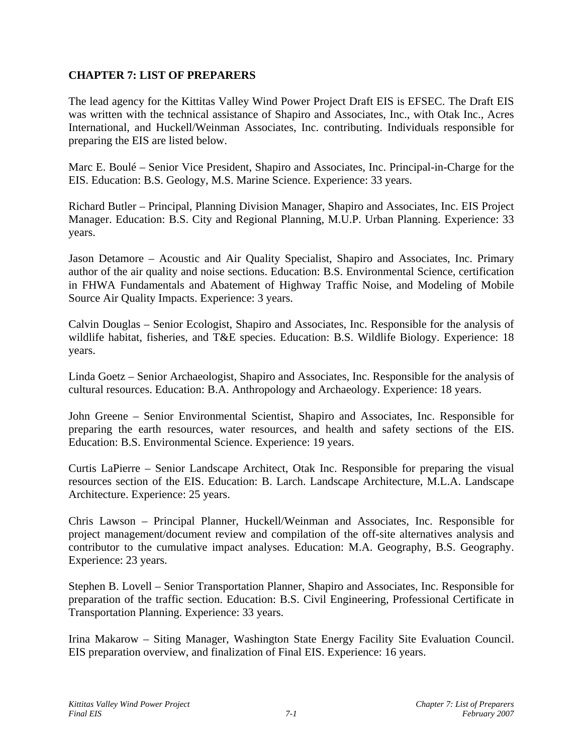# CHAPTER 7: LIST OF PREPARERS

The lead agency for the Kittitas Valley Wind Power Project Draft EIS is EFSEC. The Draft EIS was written with the technical assistance of Shapiro and Associates, Inc., with Otak Inc., Acres International, and Huckell/Weinman Associates, Inc. contributing. Individuals responsible for preparing the EIS are listed below.

Marc E. Boulé – Senior Vice President, Shapiro and Associates, Inc. Principal-in-Charge for the EIS. Education: B.S. Geology, M.S. Marine Science. Experience: 33 years.

Richard Butler – Principal, Planning Division Manager, Shapiro and Associates, Inc. EIS Project Manager. Education: B.S. City and Regional Planning, M.U.P. Urban Planning. Experience: 33 years.

Jason Detamore – Acoustic and Air Quality Specialist, Shapiro and Associates, Inc. Primary author of the air quality and noise sections. Education: B.S. Environmental Science, certification in FHWA Fundamentals and Abatement of Highway Traffic Noise, and Modeling of Mobile Source Air Quality Impacts. Experience: 3 years.

Calvin Douglas – Senior Ecologist, Shapiro and Associates, Inc. Responsible for the analysis of wildlife habitat, fisheries, and T&E species. Education: B.S. Wildlife Biology. Experience: 18 years.

Linda Goetz – Senior Archaeologist, Shapiro and Associates, Inc. Responsible for the analysis of cultural resources. Education: B.A. Anthropology and Archaeology. Experience: 18 years.

John Greene – Senior Environmental Scientist, Shapiro and Associates, Inc. Responsible for preparing the earth resources, water resources, and health and safety sections of the EIS. Education: B.S. Environmental Science. Experience: 19 years.

Curtis LaPierre – Senior Landscape Architect, Otak Inc. Responsible for preparing the visual resources section of the EIS. Education: B. Larch. Landscape Architecture, M.L.A. Landscape Architecture. Experience: 25 years.

Chris Lawson – Principal Planner, Huckell/Weinman and Associates, Inc. Responsible for project management/document review and compilation of the off-site alternatives analysis and contributor to the cumulative impact analyses. Education: M.A. Geography, B.S. Geography. Experience: 23 years.

Stephen B. Lovell – Senior Transportation Planner, Shapiro and Associates, Inc. Responsible for preparation of the traffic section. Education: B.S. Civil Engineering, Professional Certificate in Transportation Planning. Experience: 33 years.

Irina Makarow – Siting Manager, Washington State Energy Facility Site Evaluation Council. EIS preparation overview, and finalization of Final EIS. Experience: 16 years.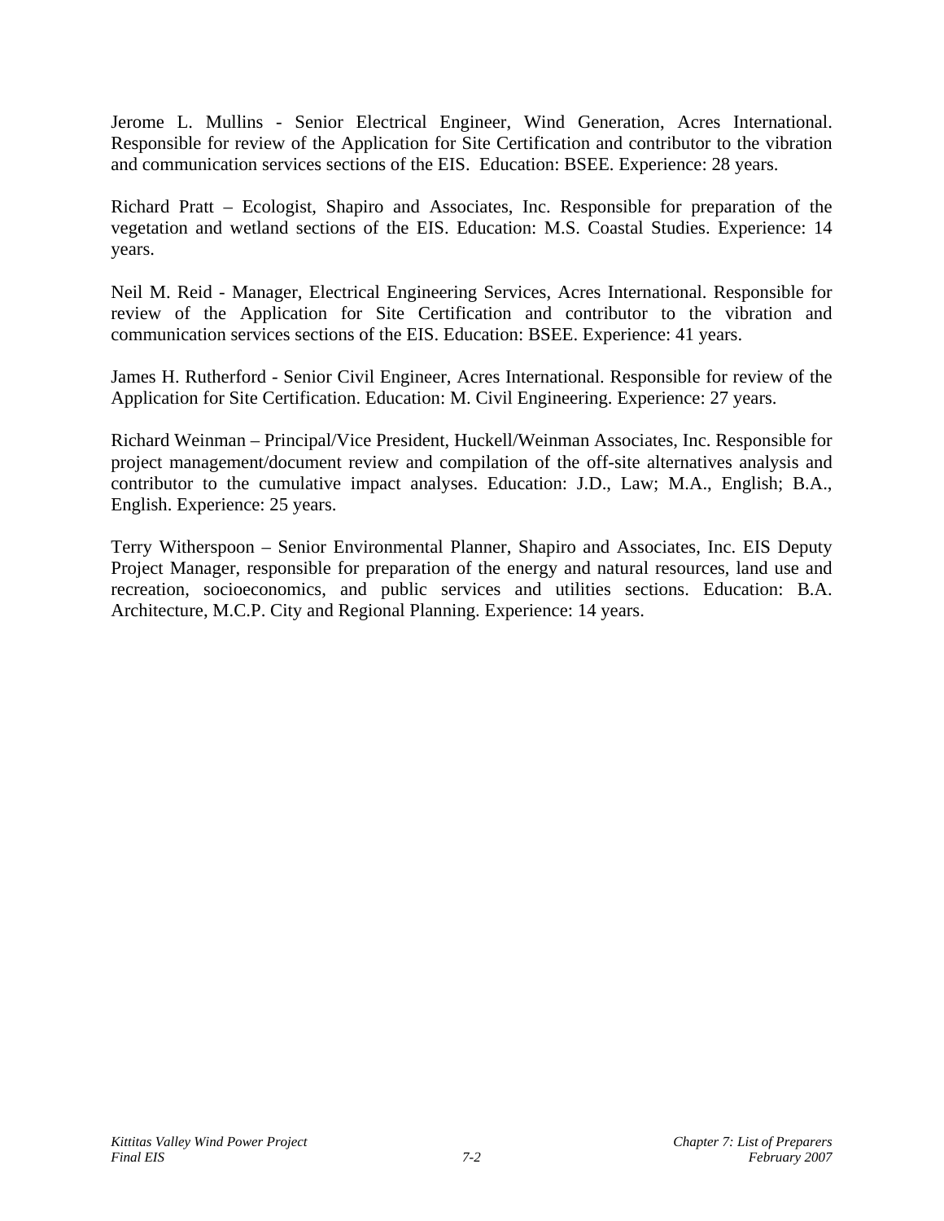Jerome L. Mullins - Senior Electrical Engineer, Wind Generation, Acres International. Responsible for review of the Application for Site Certification and contributor to the vibration and communication services sections of the EIS. Education: BSEE. Experience: 28 years.

Richard Pratt – Ecologist, Shapiro and Associates, Inc. Responsible for preparation of the vegetation and wetland sections of the EIS. Education: M.S. Coastal Studies. Experience: 14 years.

Neil M. Reid - Manager, Electrical Engineering Services, Acres International. Responsible for review of the Application for Site Certification and contributor to the vibration and communication services sections of the EIS. Education: BSEE. Experience: 41 years.

James H. Rutherford - Senior Civil Engineer, Acres International. Responsible for review of the Application for Site Certification. Education: M. Civil Engineering. Experience: 27 years.

Richard Weinman – Principal/Vice President, Huckell/Weinman Associates, Inc. Responsible for project management/document review and compilation of the off-site alternatives analysis and contributor to the cumulative impact analyses. Education: J.D., Law; M.A., English; B.A., English. Experience: 25 years.

Terry Witherspoon – Senior Environmental Planner, Shapiro and Associates, Inc. EIS Deputy Project Manager, responsible for preparation of the energy and natural resources, land use and recreation, socioeconomics, and public services and utilities sections. Education: B.A. Architecture, M.C.P. City and Regional Planning. Experience: 14 years.